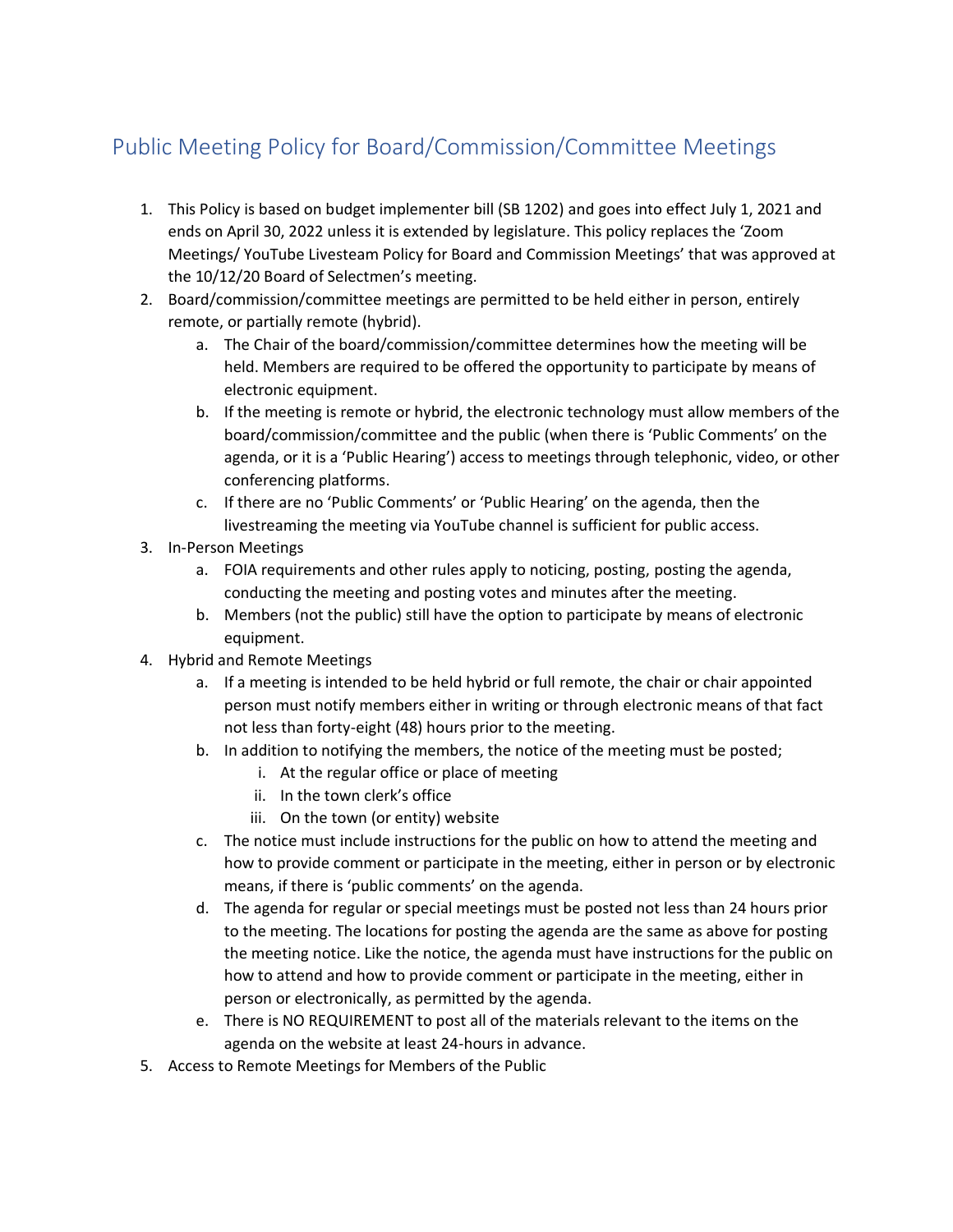## Public Meeting Policy for Board/Commission/Committee Meetings

1. This Policy is based on budget implementer bill (SB 1202) and goes into effect July 1, 2021 and ends on April 30, 2022 unless it is extended by legislature. This policy replaces the 'Zoom Meetings/ YouTube Livesteam Policy for Board and Commission Meetings' that was approved at the 10/12/20 Board of Selectmen's meeting.
2. Board/commission/committee meetings are permitted to be held either in person, entirely remote, or partially remote (hybrid).
    a. The Chair of the board/commission/committee determines how the meeting will be held. Members are required to be offered the opportunity to participate by means of electronic equipment.
    b. If the meeting is remote or hybrid, the electronic technology must allow members of the board/commission/committee and the public (when there is 'Public Comments' on the agenda, or it is a 'Public Hearing') access to meetings through telephonic, video, or other conferencing platforms.
    c. If there are no 'Public Comments' or 'Public Hearing' on the agenda, then the livestreaming the meeting via YouTube channel is sufficient for public access.
3. In-Person Meetings
    a. FOIA requirements and other rules apply to noticing, posting, posting the agenda, conducting the meeting and posting votes and minutes after the meeting.
    b. Members (not the public) still have the option to participate by means of electronic equipment.
4. Hybrid and Remote Meetings
    a. If a meeting is intended to be held hybrid or full remote, the chair or chair appointed person must notify members either in writing or through electronic means of that fact not less than forty-eight (48) hours prior to the meeting.
    b. In addition to notifying the members, the notice of the meeting must be posted;
        i. At the regular office or place of meeting
        ii. In the town clerk's office
        iii. On the town (or entity) website
    c. The notice must include instructions for the public on how to attend the meeting and how to provide comment or participate in the meeting, either in person or by electronic means, if there is 'public comments' on the agenda.
    d. The agenda for regular or special meetings must be posted not less than 24 hours prior to the meeting. The locations for posting the agenda are the same as above for posting the meeting notice. Like the notice, the agenda must have instructions for the public on how to attend and how to provide comment or participate in the meeting, either in person or electronically, as permitted by the agenda.
    e. There is NO REQUIREMENT to post all of the materials relevant to the items on the agenda on the website at least 24-hours in advance.
5. Access to Remote Meetings for Members of the Public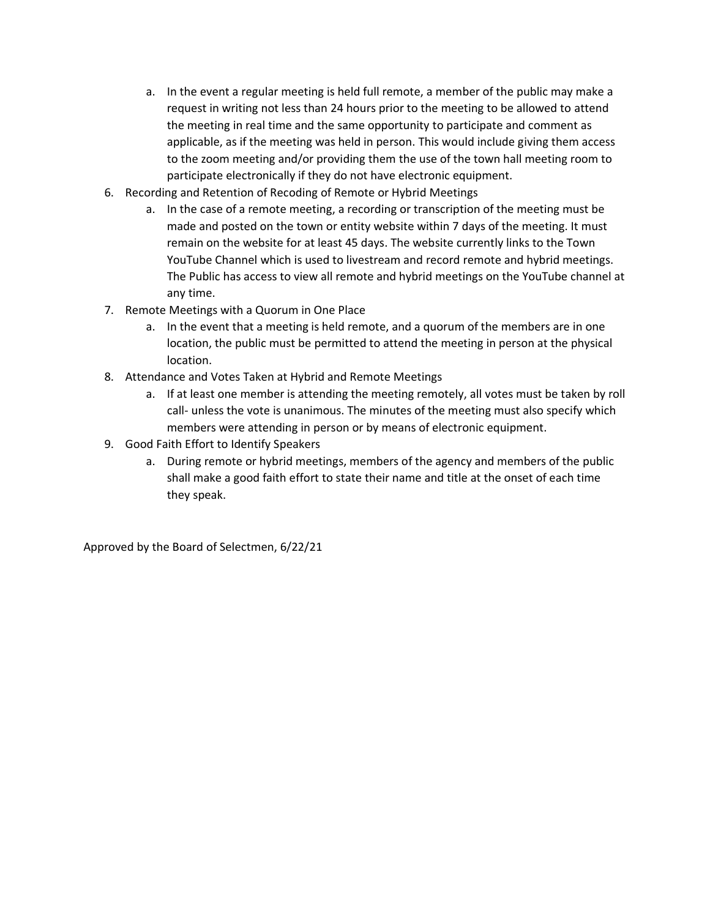a. In the event a regular meeting is held full remote, a member of the public may make a request in writing not less than 24 hours prior to the meeting to be allowed to attend the meeting in real time and the same opportunity to participate and comment as applicable, as if the meeting was held in person. This would include giving them access to the zoom meeting and/or providing them the use of the town hall meeting room to participate electronically if they do not have electronic equipment.

6. Recording and Retention of Recoding of Remote or Hybrid Meetings
   a. In the case of a remote meeting, a recording or transcription of the meeting must be made and posted on the town or entity website within 7 days of the meeting. It must remain on the website for at least 45 days. The website currently links to the Town YouTube Channel which is used to livestream and record remote and hybrid meetings. The Public has access to view all remote and hybrid meetings on the YouTube channel at any time.
7. Remote Meetings with a Quorum in One Place
   a. In the event that a meeting is held remote, and a quorum of the members are in one location, the public must be permitted to attend the meeting in person at the physical location.
8. Attendance and Votes Taken at Hybrid and Remote Meetings
   a. If at least one member is attending the meeting remotely, all votes must be taken by roll call- unless the vote is unanimous. The minutes of the meeting must also specify which members were attending in person or by means of electronic equipment.
9. Good Faith Effort to Identify Speakers
   a. During remote or hybrid meetings, members of the agency and members of the public shall make a good faith effort to state their name and title at the onset of each time they speak.

Approved by the Board of Selectmen, 6/22/21